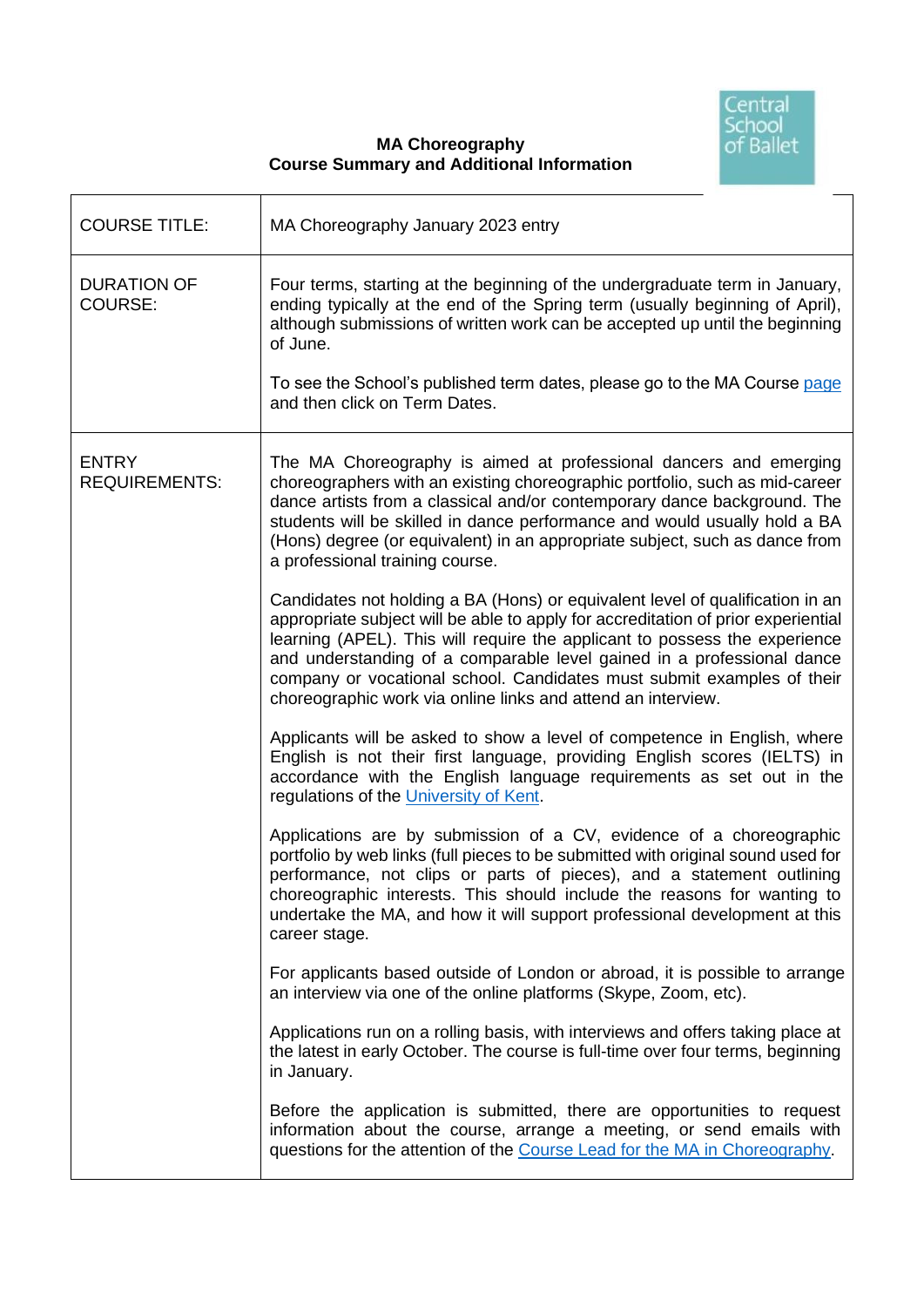**MA Choreography**
**Course Summary and Additional Information**

| | |
|---|---|
| COURSE TITLE: | MA Choreography January 2023 entry |
| DURATION OF COURSE: | Four terms, starting at the beginning of the undergraduate term in January, ending typically at the end of the Spring term (usually beginning of April), although submissions of written work can be accepted up until the beginning of June.<br><br>To see the School's published term dates, please go to the MA Course page and then click on Term Dates. |
| ENTRY REQUIREMENTS: | The MA Choreography is aimed at professional dancers and emerging choreographers with an existing choreographic portfolio, such as mid-career dance artists from a classical and/or contemporary dance background. The students will be skilled in dance performance and would usually hold a BA (Hons) degree (or equivalent) in an appropriate subject, such as dance from a professional training course.<br><br>Candidates not holding a BA (Hons) or equivalent level of qualification in an appropriate subject will be able to apply for accreditation of prior experiential learning (APEL). This will require the applicant to possess the experience and understanding of a comparable level gained in a professional dance company or vocational school. Candidates must submit examples of their choreographic work via online links and attend an interview.<br><br>Applicants will be asked to show a level of competence in English, where English is not their first language, providing English scores (IELTS) in accordance with the English language requirements as set out in the regulations of the University of Kent.<br><br>Applications are by submission of a CV, evidence of a choreographic portfolio by web links (full pieces to be submitted with original sound used for performance, not clips or parts of pieces), and a statement outlining choreographic interests. This should include the reasons for wanting to undertake the MA, and how it will support professional development at this career stage.<br><br>For applicants based outside of London or abroad, it is possible to arrange an interview via one of the online platforms (Skype, Zoom, etc).<br><br>Applications run on a rolling basis, with interviews and offers taking place at the latest in early October. The course is full-time over four terms, beginning in January.<br><br>Before the application is submitted, there are opportunities to request information about the course, arrange a meeting, or send emails with questions for the attention of the Course Lead for the MA in Choreography. |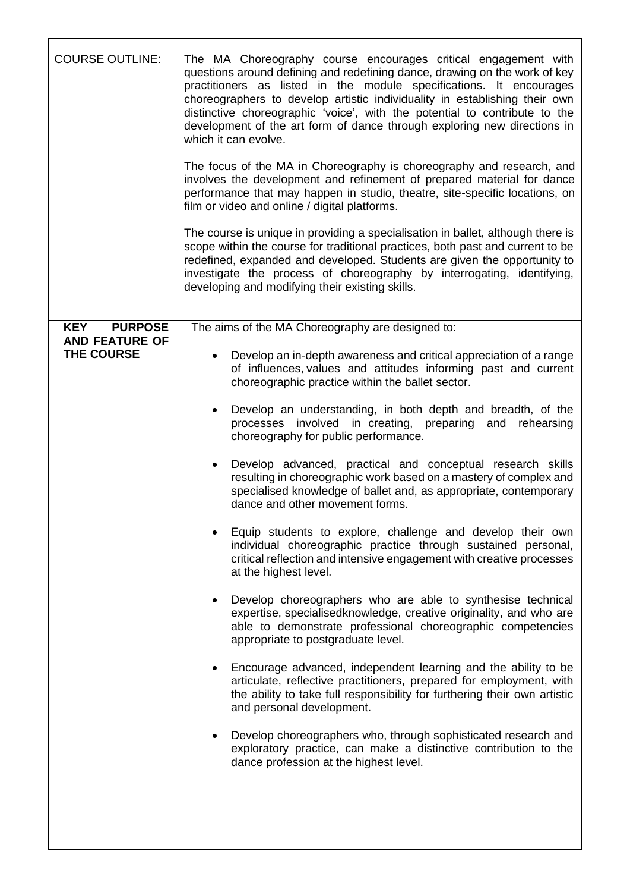| | |
|---|---|
| COURSE OUTLINE: | The MA Choreography course encourages critical engagement with questions around defining and redefining dance, drawing on the work of key practitioners as listed in the module specifications. It encourages choreographers to develop artistic individuality in establishing their own distinctive choreographic 'voice', with the potential to contribute to the development of the art form of dance through exploring new directions in which it can evolve.<br><br>The focus of the MA in Choreography is choreography and research, and involves the development and refinement of prepared material for dance performance that may happen in studio, theatre, site-specific locations, on film or video and online / digital platforms.<br><br>The course is unique in providing a specialisation in ballet, although there is scope within the course for traditional practices, both past and current to be redefined, expanded and developed. Students are given the opportunity to investigate the process of choreography by interrogating, identifying, developing and modifying their existing skills. |
| **KEY PURPOSE AND FEATURE OF THE COURSE** | The aims of the MA Choreography are designed to:<br><br>• Develop an in-depth awareness and critical appreciation of a range of influences, values and attitudes informing past and current choreographic practice within the ballet sector.<br><br>• Develop an understanding, in both depth and breadth, of the processes involved in creating, preparing and rehearsing choreography for public performance.<br><br>• Develop advanced, practical and conceptual research skills resulting in choreographic work based on a mastery of complex and specialised knowledge of ballet and, as appropriate, contemporary dance and other movement forms.<br><br>• Equip students to explore, challenge and develop their own individual choreographic practice through sustained personal, critical reflection and intensive engagement with creative processes at the highest level.<br><br>• Develop choreographers who are able to synthesise technical expertise, specialisedknowledge, creative originality, and who are able to demonstrate professional choreographic competencies appropriate to postgraduate level.<br><br>• Encourage advanced, independent learning and the ability to be articulate, reflective practitioners, prepared for employment, with the ability to take full responsibility for furthering their own artistic and personal development.<br><br>• Develop choreographers who, through sophisticated research and exploratory practice, can make a distinctive contribution to the dance profession at the highest level. |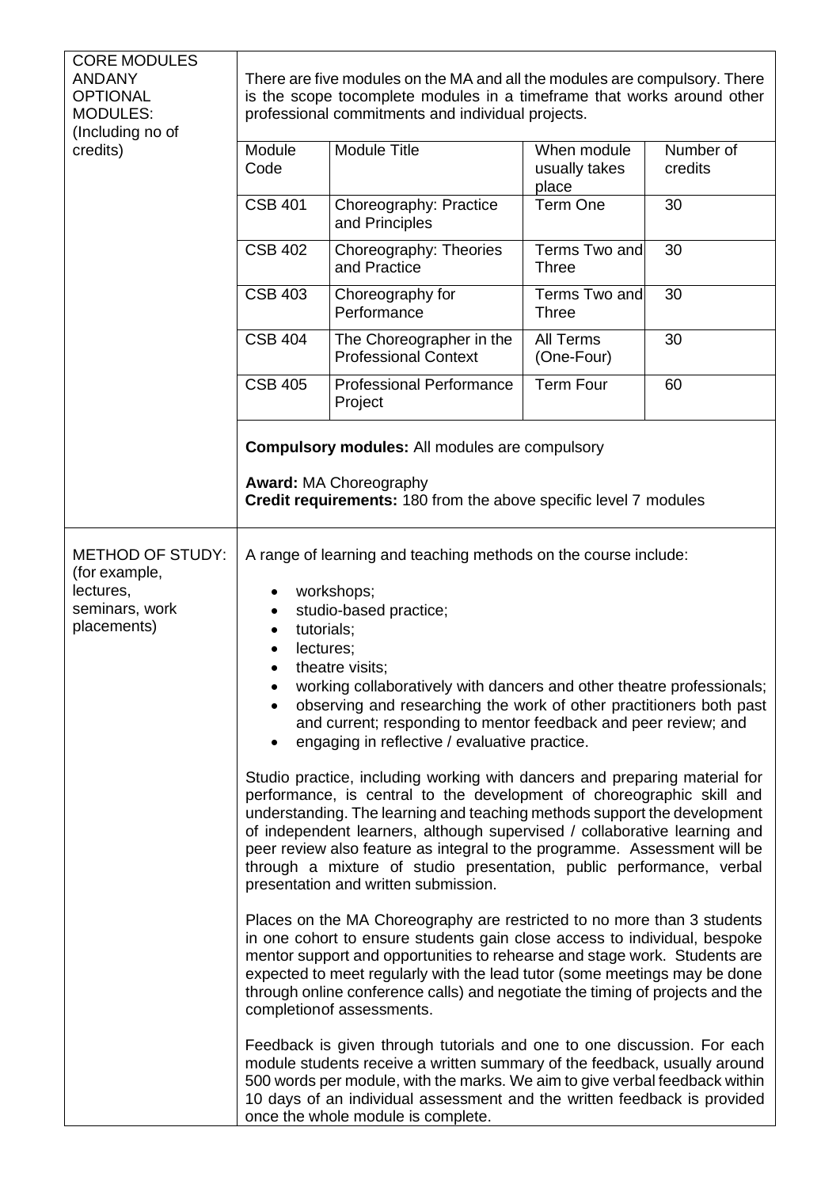| CORE MODULES ANDANY OPTIONAL MODULES: (Including no of credits) | There are five modules on the MA and all the modules are compulsory. There is the scope tocomplete modules in a timeframe that works around other professional commitments and individual projects. |
|---|---|

| Module Code | Module Title | When module usually takes place | Number of credits |
|---|---|---|---|
| CSB 401 | Choreography: Practice and Principles | Term One | 30 |
| CSB 402 | Choreography: Theories and Practice | Terms Two and Three | 30 |
| CSB 403 | Choreography for Performance | Terms Two and Three | 30 |
| CSB 404 | The Choreographer in the Professional Context | All Terms (One-Four) | 30 |
| CSB 405 | Professional Performance Project | Term Four | 60 |

**Compulsory modules:** All modules are compulsory

**Award:** MA Choreography
**Credit requirements:** 180 from the above specific level 7 modules

**METHOD OF STUDY:** (for example, lectures, seminars, work placements)

A range of learning and teaching methods on the course include:

- workshops;
- studio-based practice;
- tutorials;
- lectures;
- theatre visits;
- working collaboratively with dancers and other theatre professionals;
- observing and researching the work of other practitioners both past and current; responding to mentor feedback and peer review; and
- engaging in reflective / evaluative practice.

Studio practice, including working with dancers and preparing material for performance, is central to the development of choreographic skill and understanding. The learning and teaching methods support the development of independent learners, although supervised / collaborative learning and peer review also feature as integral to the programme. Assessment will be through a mixture of studio presentation, public performance, verbal presentation and written submission.

Places on the MA Choreography are restricted to no more than 3 students in one cohort to ensure students gain close access to individual, bespoke mentor support and opportunities to rehearse and stage work. Students are expected to meet regularly with the lead tutor (some meetings may be done through online conference calls) and negotiate the timing of projects and the completionof assessments.

Feedback is given through tutorials and one to one discussion. For each module students receive a written summary of the feedback, usually around 500 words per module, with the marks. We aim to give verbal feedback within 10 days of an individual assessment and the written feedback is provided once the whole module is complete.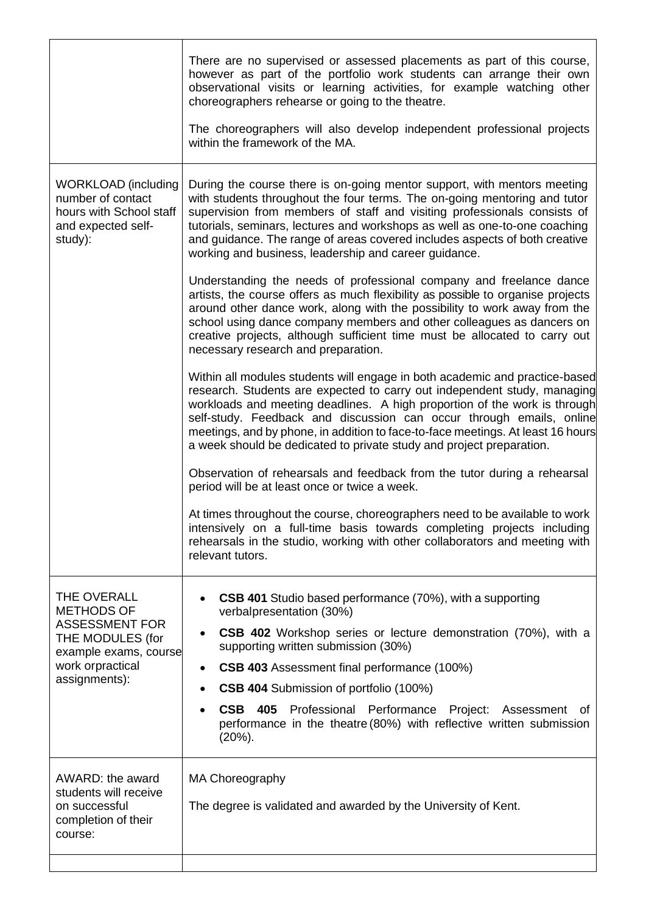| | |
|---|---|
| | There are no supervised or assessed placements as part of this course, however as part of the portfolio work students can arrange their own observational visits or learning activities, for example watching other choreographers rehearse or going to the theatre.<br><br>The choreographers will also develop independent professional projects within the framework of the MA. |
| WORKLOAD (including number of contact hours with School staff and expected self-study): | During the course there is on-going mentor support, with mentors meeting with students throughout the four terms. The on-going mentoring and tutor supervision from members of staff and visiting professionals consists of tutorials, seminars, lectures and workshops as well as one-to-one coaching and guidance. The range of areas covered includes aspects of both creative working and business, leadership and career guidance.<br><br>Understanding the needs of professional company and freelance dance artists, the course offers as much flexibility as possible to organise projects around other dance work, along with the possibility to work away from the school using dance company members and other colleagues as dancers on creative projects, although sufficient time must be allocated to carry out necessary research and preparation.<br><br>Within all modules students will engage in both academic and practice-based research. Students are expected to carry out independent study, managing workloads and meeting deadlines. A high proportion of the work is through self-study. Feedback and discussion can occur through emails, online meetings, and by phone, in addition to face-to-face meetings. At least 16 hours a week should be dedicated to private study and project preparation.<br><br>Observation of rehearsals and feedback from the tutor during a rehearsal period will be at least once or twice a week.<br><br>At times throughout the course, choreographers need to be available to work intensively on a full-time basis towards completing projects including rehearsals in the studio, working with other collaborators and meeting with relevant tutors. |
| THE OVERALL METHODS OF ASSESSMENT FOR THE MODULES (for example exams, course work orpractical assignments): | • **CSB 401** Studio based performance (70%), with a supporting verbalpresentation (30%)<br>• **CSB 402** Workshop series or lecture demonstration (70%), with a supporting written submission (30%)<br>• **CSB 403** Assessment final performance (100%)<br>• **CSB 404** Submission of portfolio (100%)<br>• **CSB 405** Professional Performance Project: Assessment of performance in the theatre (80%) with reflective written submission (20%). |
| AWARD: the award students will receive on successful completion of their course: | MA Choreography<br><br>The degree is validated and awarded by the University of Kent. |
| | |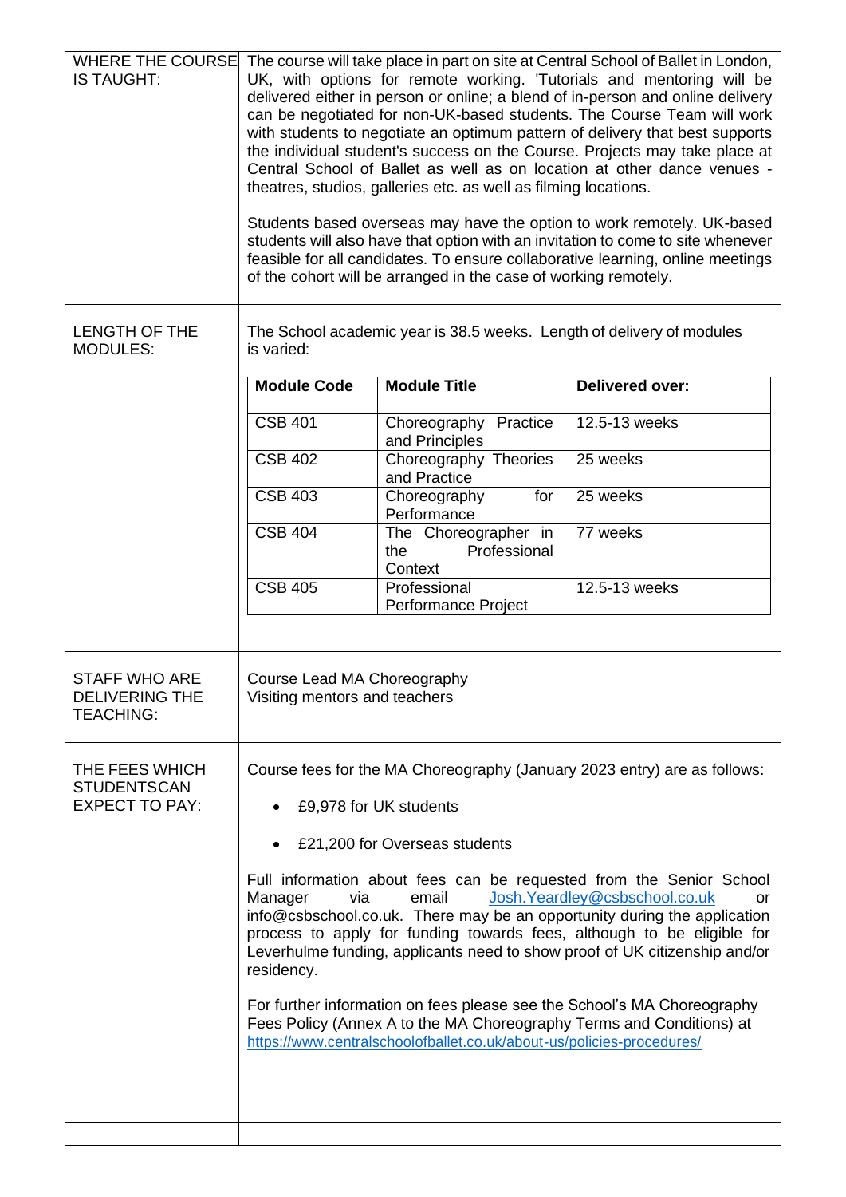| | |
|---|---|
| WHERE THE COURSE IS TAUGHT: | The course will take place in part on site at Central School of Ballet in London, UK, with options for remote working. 'Tutorials and mentoring will be delivered either in person or online; a blend of in-person and online delivery can be negotiated for non-UK-based students. The Course Team will work with students to negotiate an optimum pattern of delivery that best supports the individual student's success on the Course. Projects may take place at Central School of Ballet as well as on location at other dance venues - theatres, studios, galleries etc. as well as filming locations.<br><br>Students based overseas may have the option to work remotely. UK-based students will also have that option with an invitation to come to site whenever feasible for all candidates. To ensure collaborative learning, online meetings of the cohort will be arranged in the case of working remotely. |
| LENGTH OF THE MODULES: | The School academic year is 38.5 weeks. Length of delivery of modules is varied: |
| STAFF WHO ARE DELIVERING THE TEACHING: | Course Lead MA Choreography<br>Visiting mentors and teachers |
| THE FEES WHICH STUDENTSCAN EXPECT TO PAY: | Course fees for the MA Choreography (January 2023 entry) are as follows:<br><br>• £9,978 for UK students<br><br>• £21,200 for Overseas students<br><br>Full information about fees can be requested from the Senior School Manager via email Josh.Yeardley@csbschool.co.uk or info@csbschool.co.uk. There may be an opportunity during the application process to apply for funding towards fees, although to be eligible for Leverhulme funding, applicants need to show proof of UK citizenship and/or residency.<br><br>For further information on fees please see the School's MA Choreography Fees Policy (Annex A to the MA Choreography Terms and Conditions) at https://www.centralschoolofballet.co.uk/about-us/policies-procedures/ |

| Module Code | Module Title | Delivered over: |
|---|---|---|
| CSB 401 | Choreography Practice and Principles | 12.5-13 weeks |
| CSB 402 | Choreography Theories and Practice | 25 weeks |
| CSB 403 | Choreography for Performance | 25 weeks |
| CSB 404 | The Choreographer in the Professional Context | 77 weeks |
| CSB 405 | Professional Performance Project | 12.5-13 weeks |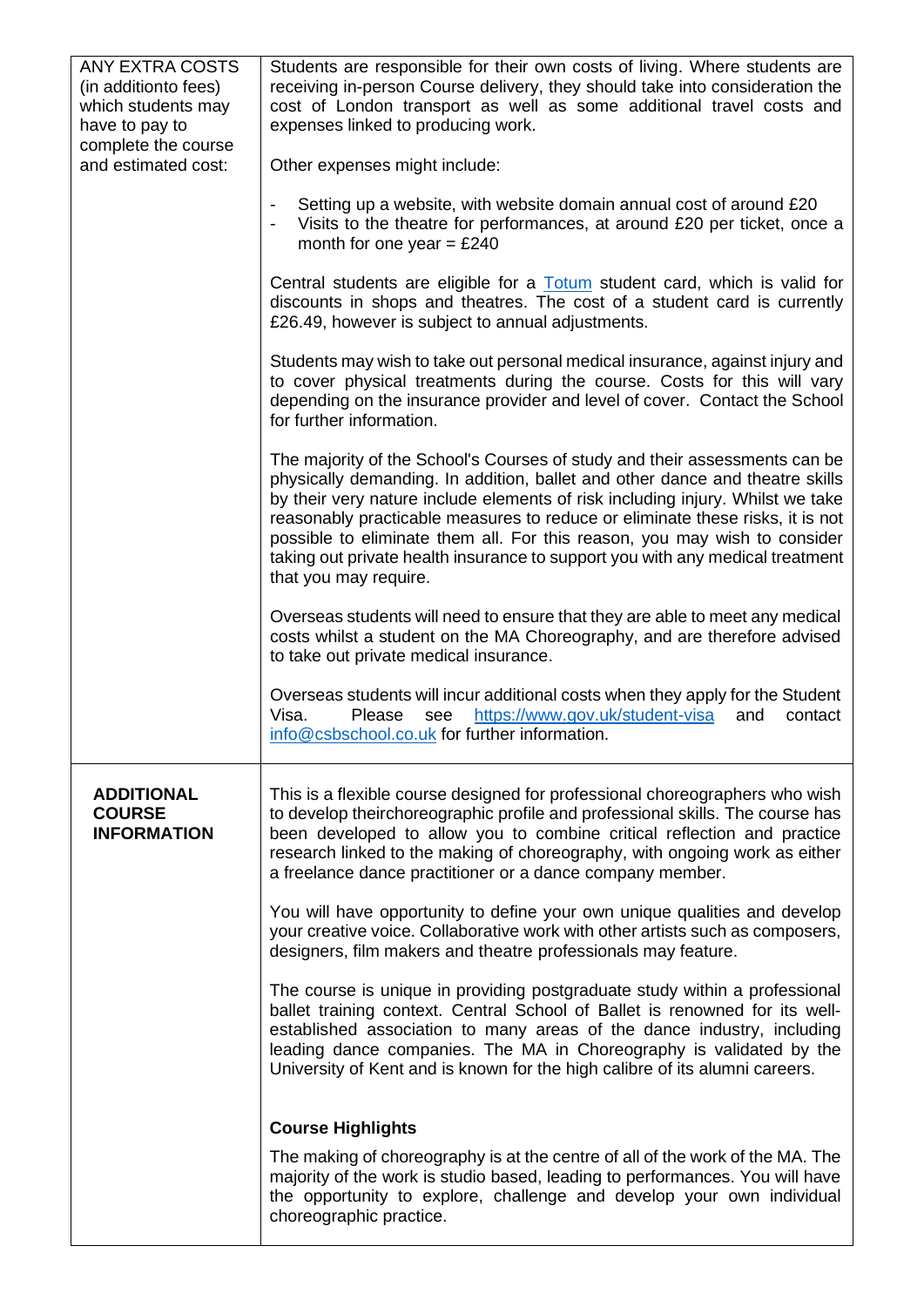| | |
|---|---|
| ANY EXTRA COSTS (in additionto fees) which students may have to pay to complete the course and estimated cost: | Students are responsible for their own costs of living. Where students are receiving in-person Course delivery, they should take into consideration the cost of London transport as well as some additional travel costs and expenses linked to producing work.<br><br>Other expenses might include:<br><br>- Setting up a website, with website domain annual cost of around £20<br>- Visits to the theatre for performances, at around £20 per ticket, once a month for one year = £240<br><br>Central students are eligible for a [Totum](#) student card, which is valid for discounts in shops and theatres. The cost of a student card is currently £26.49, however is subject to annual adjustments.<br><br>Students may wish to take out personal medical insurance, against injury and to cover physical treatments during the course. Costs for this will vary depending on the insurance provider and level of cover. Contact the School for further information.<br><br>The majority of the School's Courses of study and their assessments can be physically demanding. In addition, ballet and other dance and theatre skills by their very nature include elements of risk including injury. Whilst we take reasonably practicable measures to reduce or eliminate these risks, it is not possible to eliminate them all. For this reason, you may wish to consider taking out private health insurance to support you with any medical treatment that you may require.<br><br>Overseas students will need to ensure that they are able to meet any medical costs whilst a student on the MA Choreography, and are therefore advised to take out private medical insurance.<br><br>Overseas students will incur additional costs when they apply for the Student Visa. Please see https://www.gov.uk/student-visa and contact info@csbschool.co.uk for further information. |
| **ADDITIONAL COURSE INFORMATION** | This is a flexible course designed for professional choreographers who wish to develop theirchoreographic profile and professional skills. The course has been developed to allow you to combine critical reflection and practice research linked to the making of choreography, with ongoing work as either a freelance dance practitioner or a dance company member.<br><br>You will have opportunity to define your own unique qualities and develop your creative voice. Collaborative work with other artists such as composers, designers, film makers and theatre professionals may feature.<br><br>The course is unique in providing postgraduate study within a professional ballet training context. Central School of Ballet is renowned for its well-established association to many areas of the dance industry, including leading dance companies. The MA in Choreography is validated by the University of Kent and is known for the high calibre of its alumni careers.<br><br>**Course Highlights**<br><br>The making of choreography is at the centre of all of the work of the MA. The majority of the work is studio based, leading to performances. You will have the opportunity to explore, challenge and develop your own individual choreographic practice. |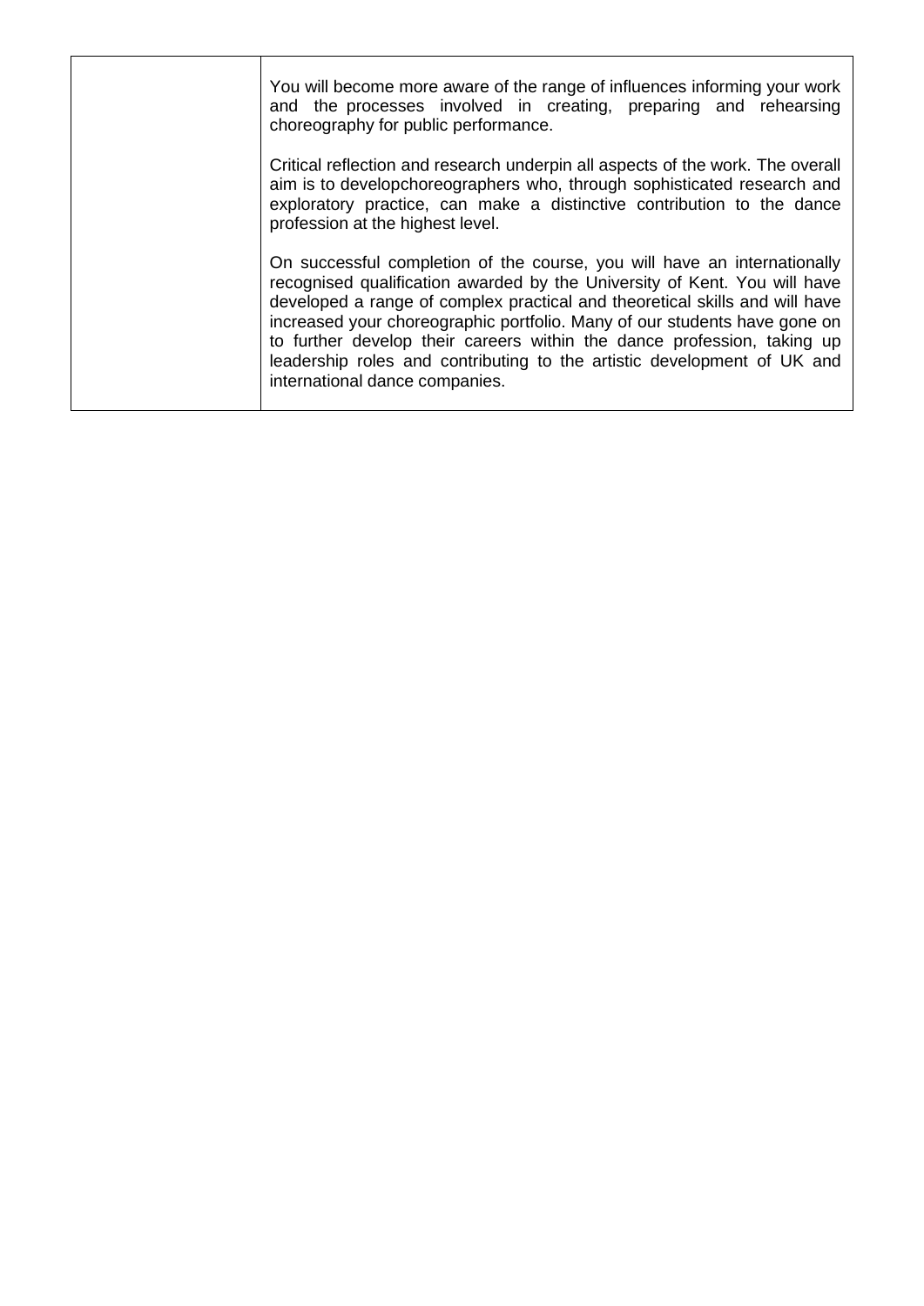| | |
|---|---|
| | You will become more aware of the range of influences informing your work and the processes involved in creating, preparing and rehearsing choreography for public performance.<br><br>Critical reflection and research underpin all aspects of the work. The overall aim is to developchoreographers who, through sophisticated research and exploratory practice, can make a distinctive contribution to the dance profession at the highest level.<br><br>On successful completion of the course, you will have an internationally recognised qualification awarded by the University of Kent. You will have developed a range of complex practical and theoretical skills and will have increased your choreographic portfolio. Many of our students have gone on to further develop their careers within the dance profession, taking up leadership roles and contributing to the artistic development of UK and international dance companies. |